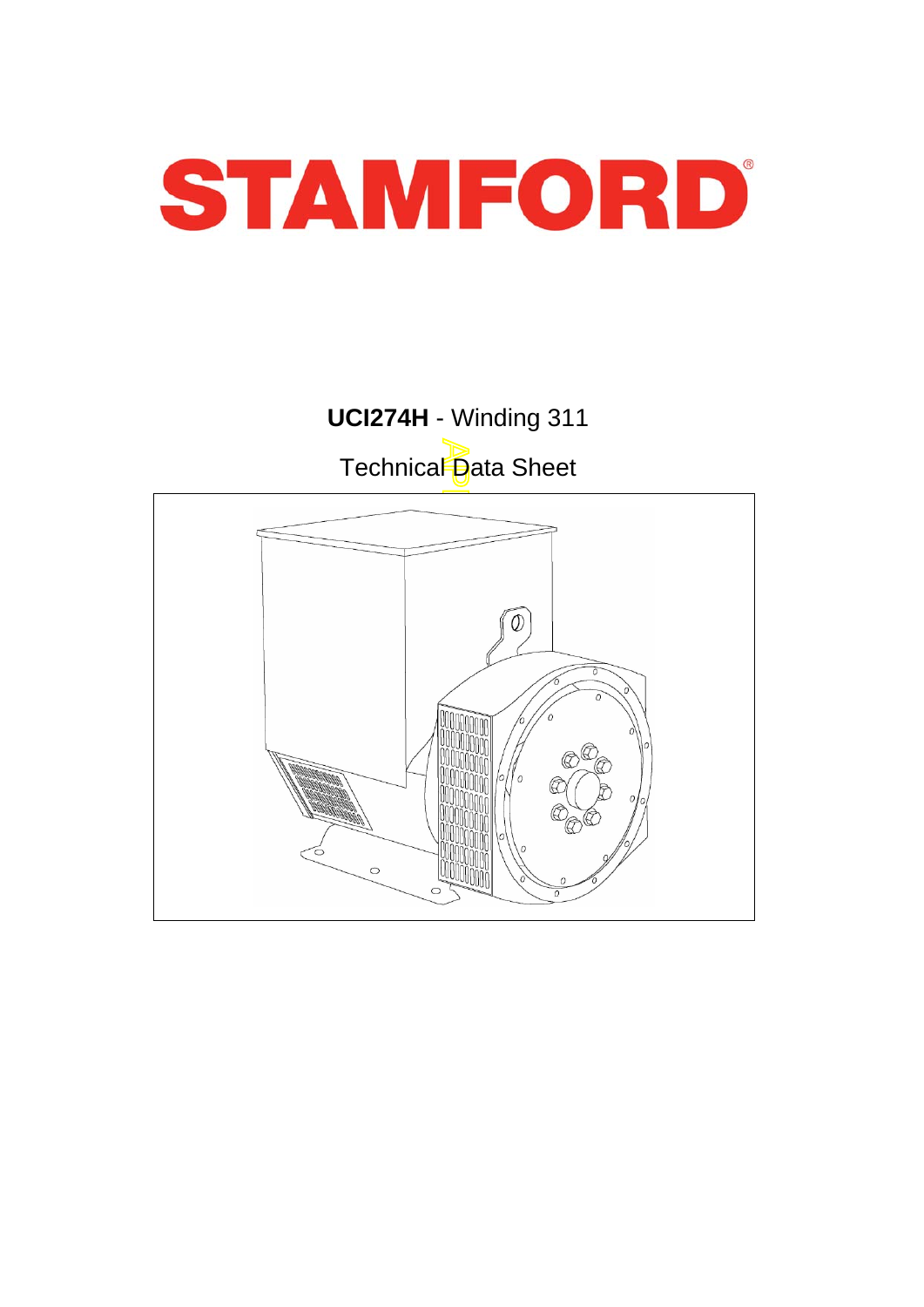# STAMFORD®

**UCI274H** - Winding 311

Technical Data Sheet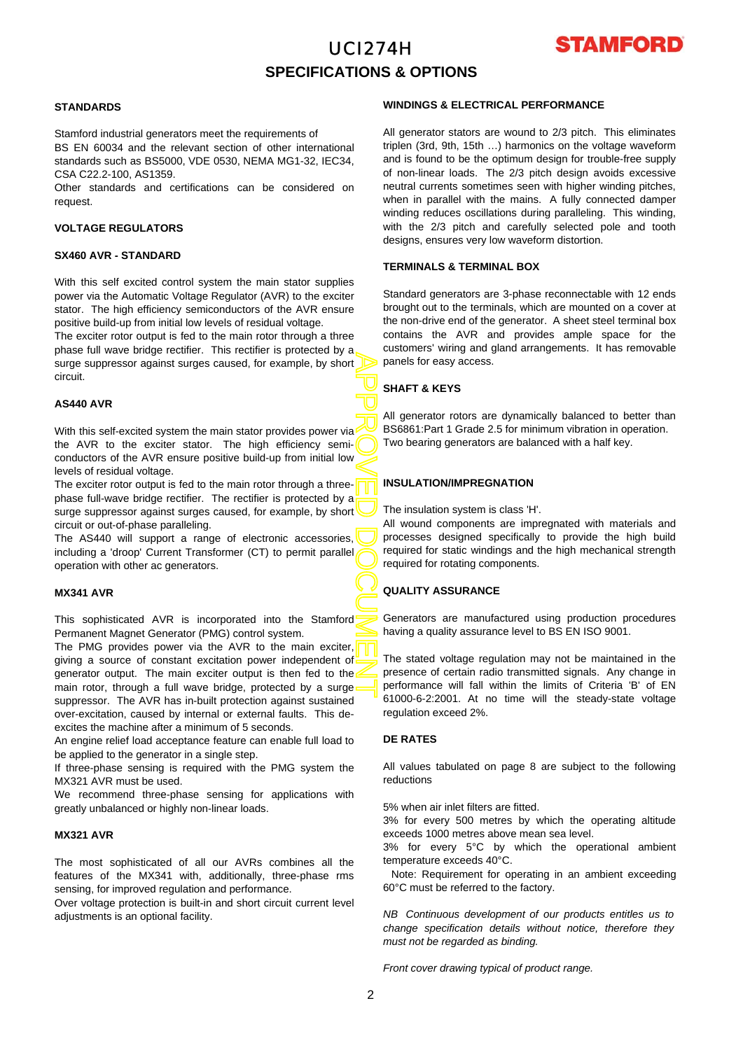# UCI274H

## SPECIFICATIONS & OPTIONS

### STANDARDS

Stamford industrial generators meet the requirements of BS EN 60034 and the relevant section of other international standards such as BS5000, VDE 0530, NEMA MG1-32, IEC34, CSA C22.2-100, AS1359.

Other standards and certifications can be considered on request.

### VOLTAGE REGULATORS

### SX460 AVR - STANDARD

With this self excited control system the main stator supplies power via the Automatic Voltage Regulator (AVR) to the exciter stator. The high efficiency semiconductors of the AVR ensure positive build-up from initial low levels of residual voltage.

The exciter rotor output is fed to the main rotor through a three phase full wave bridge rectifier. This rectifier is protected by a surge suppressor against surges caused, for example, by short circuit.

### AS440 AVR

With this self-excited system the main stator provides power via the AVR to the exciter stator. The high efficiency semi-conductors of the AVR ensure positive build-up from initial low levels of residual voltage.

The exciter rotor output is fed to the main rotor through a three-phase full-wave bridge rectifier. The rectifier is protected by a surge suppressor against surges caused, for example, by short circuit or out-of-phase paralleling.

The AS440 will support a range of electronic accessories, including a 'droop' Current Transformer (CT) to permit parallel operation with other ac generators.

### MX341 AVR

This sophisticated AVR is incorporated into the Stamford Permanent Magnet Generator (PMG) control system.

The PMG provides power via the AVR to the main exciter, giving a source of constant excitation power independent of generator output. The main exciter output is then fed to the main rotor, through a full wave bridge, protected by a surge suppressor. The AVR has in-built protection against sustained over-excitation, caused by internal or external faults. This de-excites the machine after a minimum of 5 seconds.

An engine relief load acceptance feature can enable full load to be applied to the generator in a single step.

If three-phase sensing is required with the PMG system the MX321 AVR must be used.

We recommend three-phase sensing for applications with greatly unbalanced or highly non-linear loads.

### MX321 AVR

The most sophisticated of all our AVRs combines all the features of the MX341 with, additionally, three-phase rms sensing, for improved regulation and performance.

Over voltage protection is built-in and short circuit current level adjustments is an optional facility.

### WINDINGS & ELECTRICAL PERFORMANCE

All generator stators are wound to 2/3 pitch. This eliminates triplen (3rd, 9th, 15th …) harmonics on the voltage waveform and is found to be the optimum design for trouble-free supply of non-linear loads. The 2/3 pitch design avoids excessive neutral currents sometimes seen with higher winding pitches, when in parallel with the mains. A fully connected damper winding reduces oscillations during paralleling. This winding, with the 2/3 pitch and carefully selected pole and tooth designs, ensures very low waveform distortion.

### TERMINALS & TERMINAL BOX

Standard generators are 3-phase reconnectable with 12 ends brought out to the terminals, which are mounted on a cover at the non-drive end of the generator. A sheet steel terminal box contains the AVR and provides ample space for the customers' wiring and gland arrangements. It has removable panels for easy access.

### SHAFT & KEYS

All generator rotors are dynamically balanced to better than BS6861:Part 1 Grade 2.5 for minimum vibration in operation. Two bearing generators are balanced with a half key.

### INSULATION/IMPREGNATION

The insulation system is class 'H'.

All wound components are impregnated with materials and processes designed specifically to provide the high build required for static windings and the high mechanical strength required for rotating components.

### QUALITY ASSURANCE

Generators are manufactured using production procedures having a quality assurance level to BS EN ISO 9001.

The stated voltage regulation may not be maintained in the presence of certain radio transmitted signals. Any change in performance will fall within the limits of Criteria 'B' of EN 61000-6-2:2001. At no time will the steady-state voltage regulation exceed 2%.

### DE RATES

All values tabulated on page 8 are subject to the following reductions

5% when air inlet filters are fitted.

3% for every 500 metres by which the operating altitude exceeds 1000 metres above mean sea level.

3% for every 5°C by which the operational ambient temperature exceeds 40°C.

Note: Requirement for operating in an ambient exceeding 60°C must be referred to the factory.

*NB Continuous development of our products entitles us to change specification details without notice, therefore they must not be regarded as binding.*

*Front cover drawing typical of product range.*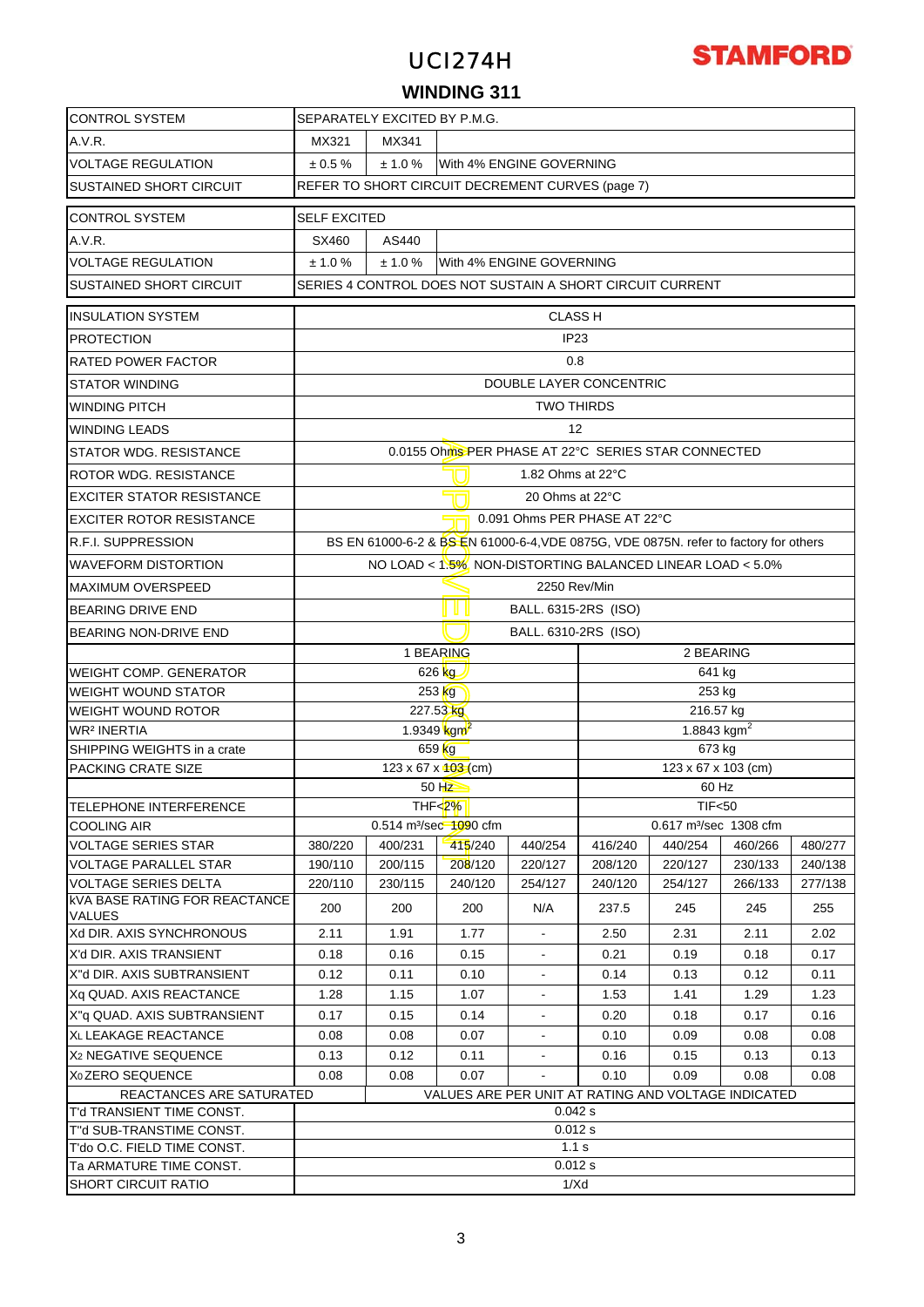# UCI274H

## WINDING 311

| CONTROL SYSTEM | SEPARATELY EXCITED BY P.M.G. | | |
|---|---|---|---|
| A.V.R. | MX321 | MX341 | |
| VOLTAGE REGULATION | ± 0.5 % | ± 1.0 % | With 4% ENGINE GOVERNING |
| SUSTAINED SHORT CIRCUIT | REFER TO SHORT CIRCUIT DECREMENT CURVES (page 7) | | |

| CONTROL SYSTEM | SELF EXCITED | | |
|---|---|---|---|
| A.V.R. | SX460 | AS440 | |
| VOLTAGE REGULATION | ± 1.0 % | ± 1.0 % | With 4% ENGINE GOVERNING |
| SUSTAINED SHORT CIRCUIT | SERIES 4 CONTROL DOES NOT SUSTAIN A SHORT CIRCUIT CURRENT | | |

| | | | | | | | | |
|---|---|---|---|---|---|---|---|---|
| INSULATION SYSTEM | CLASS H | | | | | | | |
| PROTECTION | IP23 | | | | | | | |
| RATED POWER FACTOR | 0.8 | | | | | | | |
| STATOR WINDING | DOUBLE LAYER CONCENTRIC | | | | | | | |
| WINDING PITCH | TWO THIRDS | | | | | | | |
| WINDING LEADS | 12 | | | | | | | |
| STATOR WDG. RESISTANCE | 0.0155 Ohms PER PHASE AT 22°C SERIES STAR CONNECTED | | | | | | | |
| ROTOR WDG. RESISTANCE | 1.82 Ohms at 22°C | | | | | | | |
| EXCITER STATOR RESISTANCE | 20 Ohms at 22°C | | | | | | | |
| EXCITER ROTOR RESISTANCE | 0.091 Ohms PER PHASE AT 22°C | | | | | | | |
| R.F.I. SUPPRESSION | BS EN 61000-6-2 & BS EN 61000-6-4,VDE 0875G, VDE 0875N. refer to factory for others | | | | | | | |
| WAVEFORM DISTORTION | NO LOAD < 1.5% NON-DISTORTING BALANCED LINEAR LOAD < 5.0% | | | | | | | |
| MAXIMUM OVERSPEED | 2250 Rev/Min | | | | | | | |
| BEARING DRIVE END | BALL. 6315-2RS (ISO) | | | | | | | |
| BEARING NON-DRIVE END | BALL. 6310-2RS (ISO) | | | | | | | |
| | 1 BEARING | | | | 2 BEARING | | | |
| WEIGHT COMP. GENERATOR | 626 kg | | | | 641 kg | | | |
| WEIGHT WOUND STATOR | 253 kg | | | | 253 kg | | | |
| WEIGHT WOUND ROTOR | 227.53 kg | | | | 216.57 kg | | | |
| WR² INERTIA | 1.9349 kgm² | | | | 1.8843 kgm² | | | |
| SHIPPING WEIGHTS in a crate | 659 kg | | | | 673 kg | | | |
| PACKING CRATE SIZE | 123 x 67 x 103 (cm) | | | | 123 x 67 x 103 (cm) | | | |
| | 50 Hz | | | | 60 Hz | | | |
| TELEPHONE INTERFERENCE | THF<2% | | | | TIF<50 | | | |
| COOLING AIR | 0.514 m³/sec 1090 cfm | | | | 0.617 m³/sec 1308 cfm | | | |
| VOLTAGE SERIES STAR | 380/220 | 400/231 | 415/240 | 440/254 | 416/240 | 440/254 | 460/266 | 480/277 |
| VOLTAGE PARALLEL STAR | 190/110 | 200/115 | 208/120 | 220/127 | 208/120 | 220/127 | 230/133 | 240/138 |
| VOLTAGE SERIES DELTA | 220/110 | 230/115 | 240/120 | 254/127 | 240/120 | 254/127 | 266/133 | 277/138 |
| kVA BASE RATING FOR REACTANCE VALUES | 200 | 200 | 200 | N/A | 237.5 | 245 | 245 | 255 |
| Xd DIR. AXIS SYNCHRONOUS | 2.11 | 1.91 | 1.77 | - | 2.50 | 2.31 | 2.11 | 2.02 |
| X'd DIR. AXIS TRANSIENT | 0.18 | 0.16 | 0.15 | - | 0.21 | 0.19 | 0.18 | 0.17 |
| X''d DIR. AXIS SUBTRANSIENT | 0.12 | 0.11 | 0.10 | - | 0.14 | 0.13 | 0.12 | 0.11 |
| Xq QUAD. AXIS REACTANCE | 1.28 | 1.15 | 1.07 | - | 1.53 | 1.41 | 1.29 | 1.23 |
| X''q QUAD. AXIS SUBTRANSIENT | 0.17 | 0.15 | 0.14 | - | 0.20 | 0.18 | 0.17 | 0.16 |
| $X_L$ LEAKAGE REACTANCE | 0.08 | 0.08 | 0.07 | - | 0.10 | 0.09 | 0.08 | 0.08 |
| $X_2$ NEGATIVE SEQUENCE | 0.13 | 0.12 | 0.11 | - | 0.16 | 0.15 | 0.13 | 0.13 |
| $X_0$ ZERO SEQUENCE | 0.08 | 0.08 | 0.07 | - | 0.10 | 0.09 | 0.08 | 0.08 |
| REACTANCES ARE SATURATED | VALUES ARE PER UNIT AT RATING AND VOLTAGE INDICATED | | | | | | | |
| T'd TRANSIENT TIME CONST. | 0.042 s | | | | | | | |
| T''d SUB-TRANSTIME CONST. | 0.012 s | | | | | | | |
| T'do O.C. FIELD TIME CONST. | 1.1 s | | | | | | | |
| Ta ARMATURE TIME CONST. | 0.012 s | | | | | | | |
| SHORT CIRCUIT RATIO | 1/Xd | | | | | | | |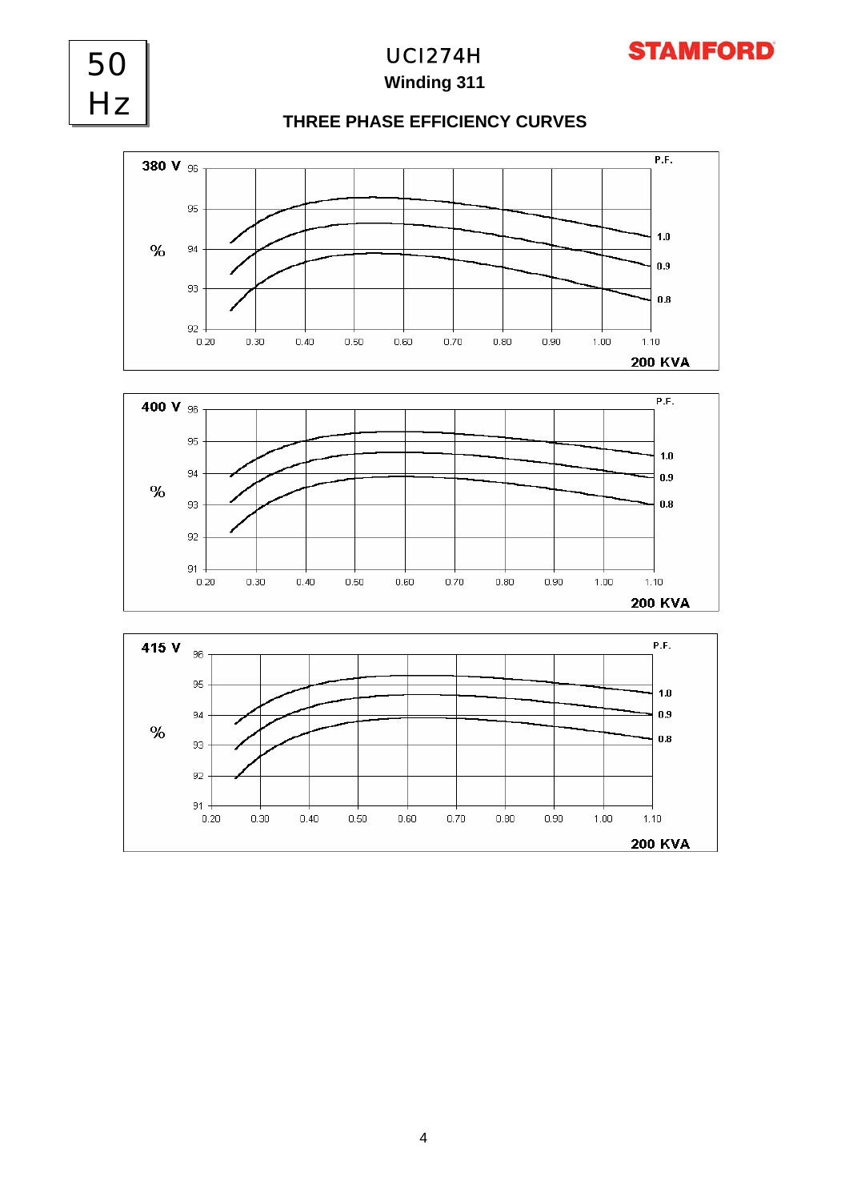# 50 Hz

## UCI274H

**Winding 311**

### THREE PHASE EFFICIENCY CURVES

**380 V**

% (92–96) vs. 200 KVA (0.20–1.10)

P.F.: 1.0, 0.9, 0.8

**400 V**

% (91–96) vs. 200 KVA (0.20–1.10)

P.F.: 1.0, 0.9, 0.8

**415 V**

% (91–96) vs. 200 KVA (0.20–1.10)

P.F.: 1.0, 0.9, 0.8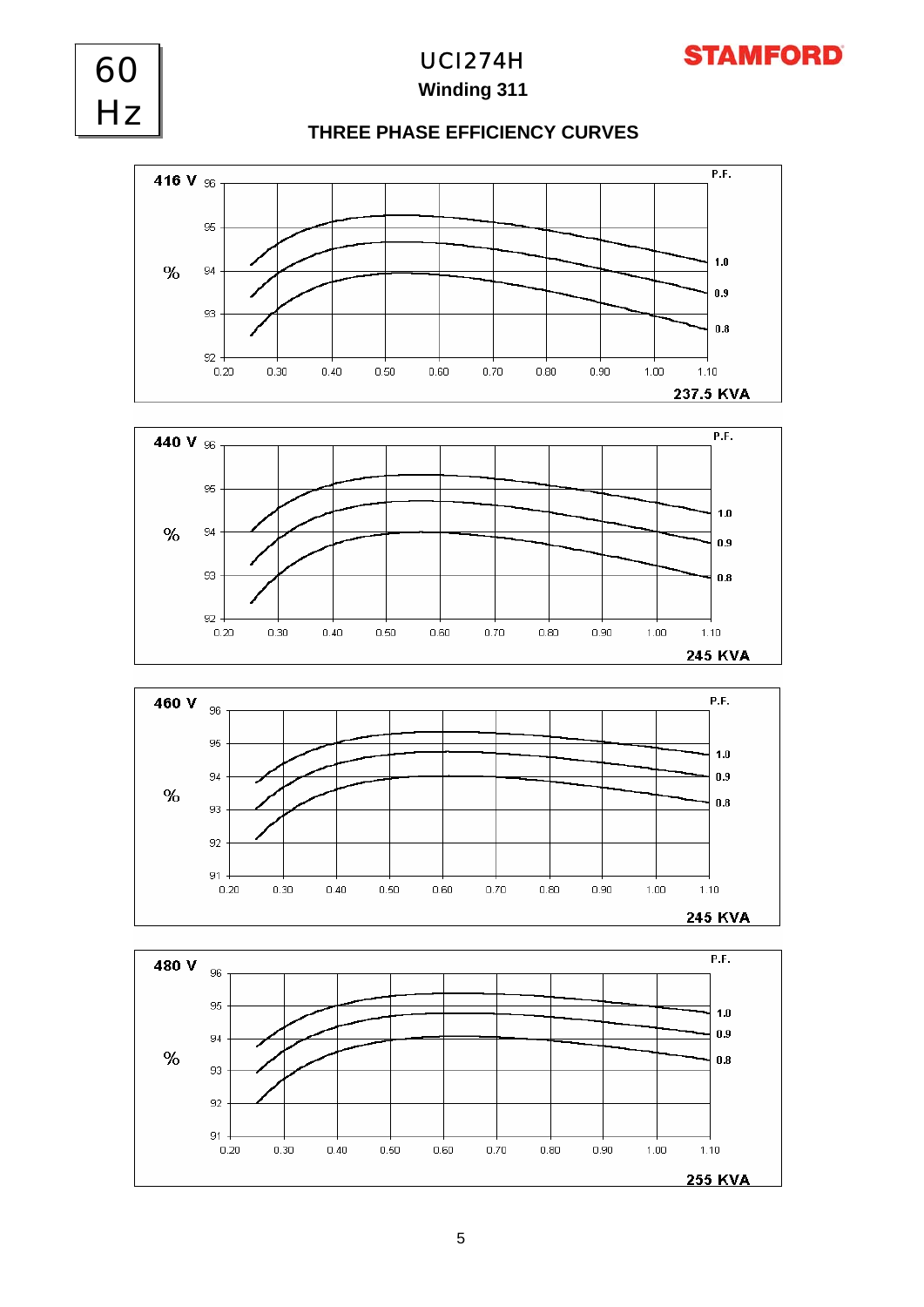60 Hz

# UCI274H

## Winding 311

STAMFORD

### THREE PHASE EFFICIENCY CURVES

416 V — 237.5 KVA

% — P.F. 1.0, 0.9, 0.8

440 V — 245 KVA

% — P.F. 1.0, 0.9, 0.8

460 V — 245 KVA

% — P.F. 1.0, 0.9, 0.8

480 V — 255 KVA

% — P.F. 1.0, 0.9, 0.8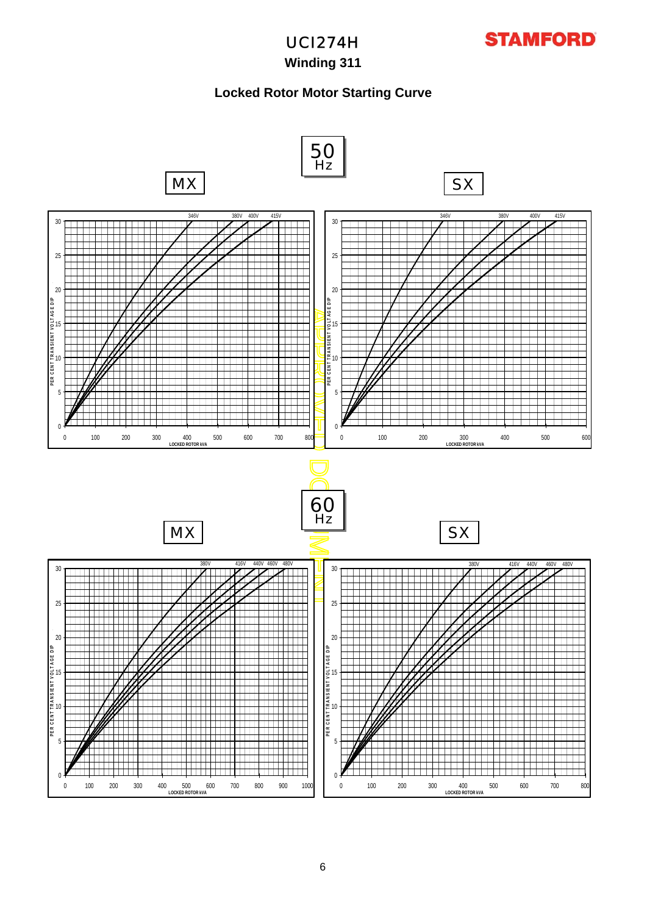# UCI274H

## Winding 311

### Locked Rotor Motor Starting Curve

**50 Hz**

MX

SX

30 | 25 | 20 | 15 | 10 | 5 | 0

PER CENT TRANSIENT VOLTAGE DIP

346V 380V 400V 415V

0 100 200 300 400 500 600 700 800

LOCKED ROTOR kVA

346V 380V 400V 415V

0 100 200 300 400 500 600

LOCKED ROTOR kVA

**60 Hz**

MX

SX

380V 416V 440V 460V 480V

0 100 200 300 400 500 600 700 800 900 1000

LOCKED ROTOR kVA

380V 416V 440V 460V 480V

0 100 200 300 400 500 600 700 800

LOCKED ROTOR kVA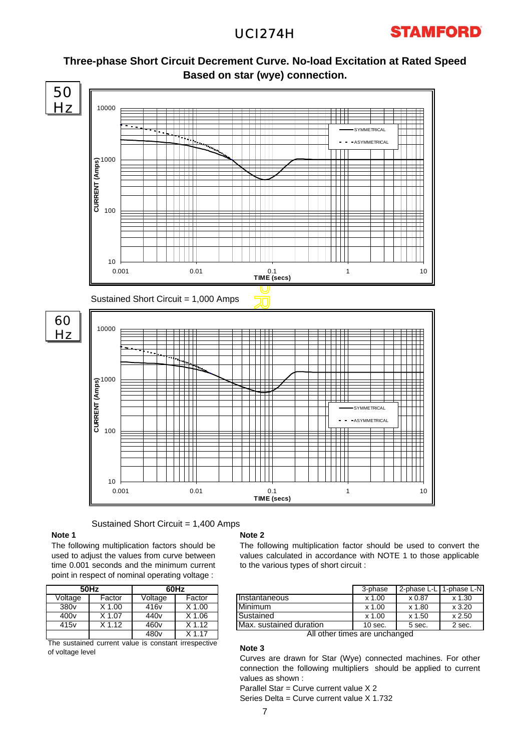## Three-phase Short Circuit Decrement Curve. No-load Excitation at Rated Speed Based on star (wye) connection.

**50 Hz**

Sustained Short Circuit = 1,000 Amps

**60 Hz**

Sustained Short Circuit = 1,400 Amps

**Note 1**

The following multiplication factors should be used to adjust the values from curve between time 0.001 seconds and the minimum current point in respect of nominal operating voltage :

| 50Hz | | 60Hz | |
|---|---|---|---|
| Voltage | Factor | Voltage | Factor |
| 380v | X 1.00 | 416v | X 1.00 |
| 400v | X 1.07 | 440v | X 1.06 |
| 415v | X 1.12 | 460v | X 1.12 |
| | | 480v | X 1.17 |

The sustained current value is constant irrespective of voltage level

**Note 2**

The following multiplication factor should be used to convert the values calculated in accordance with NOTE 1 to those applicable to the various types of short circuit :

| | 3-phase | 2-phase L-L | 1-phase L-N |
|---|---|---|---|
| Instantaneous | x 1.00 | x 0.87 | x 1.30 |
| Minimum | x 1.00 | x 1.80 | x 3.20 |
| Sustained | x 1.00 | x 1.50 | x 2.50 |
| Max. sustained duration | 10 sec. | 5 sec. | 2 sec. |

All other times are unchanged

**Note 3**

Curves are drawn for Star (Wye) connected machines. For other connection the following multipliers should be applied to current values as shown :

Parallel Star = Curve current value X 2

Series Delta = Curve current value X 1.732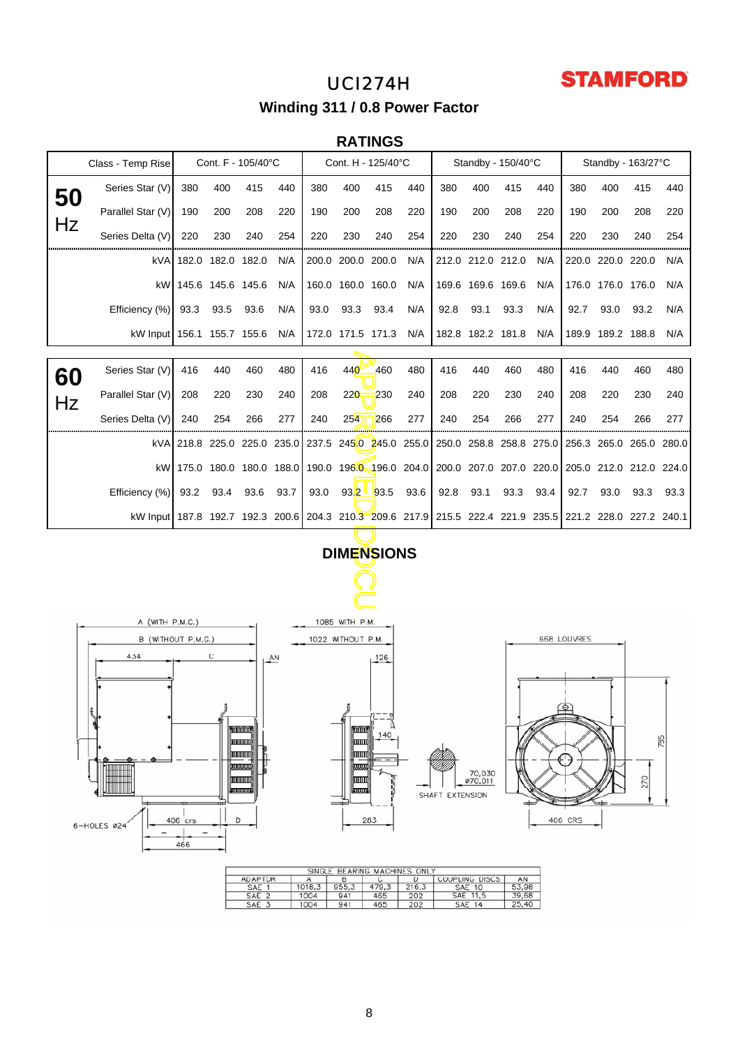# UCI274H

**STAMFORD**

## Winding 311 / 0.8 Power Factor

### RATINGS

| | Class - Temp Rise | Cont. F - 105/40°C | | | | Cont. H - 125/40°C | | | | Standby - 150/40°C | | | | Standby - 163/27°C | | | |
|---|---|---|---|---|---|---|---|---|---|---|---|---|---|---|---|---|---|
| **50 Hz** | Series Star (V) | 380 | 400 | 415 | 440 | 380 | 400 | 415 | 440 | 380 | 400 | 415 | 440 | 380 | 400 | 415 | 440 |
| | Parallel Star (V) | 190 | 200 | 208 | 220 | 190 | 200 | 208 | 220 | 190 | 200 | 208 | 220 | 190 | 200 | 208 | 220 |
| | Series Delta (V) | 220 | 230 | 240 | 254 | 220 | 230 | 240 | 254 | 220 | 230 | 240 | 254 | 220 | 230 | 240 | 254 |
| | kVA | 182.0 | 182.0 | 182.0 | N/A | 200.0 | 200.0 | 200.0 | N/A | 212.0 | 212.0 | 212.0 | N/A | 220.0 | 220.0 | 220.0 | N/A |
| | kW | 145.6 | 145.6 | 145.6 | N/A | 160.0 | 160.0 | 160.0 | N/A | 169.6 | 169.6 | 169.6 | N/A | 176.0 | 176.0 | 176.0 | N/A |
| | Efficiency (%) | 93.3 | 93.5 | 93.6 | N/A | 93.0 | 93.3 | 93.4 | N/A | 92.8 | 93.1 | 93.3 | N/A | 92.7 | 93.0 | 93.2 | N/A |
| | kW Input | 156.1 | 155.7 | 155.6 | N/A | 172.0 | 171.5 | 171.3 | N/A | 182.8 | 182.2 | 181.8 | N/A | 189.9 | 189.2 | 188.8 | N/A |
| **60 Hz** | Series Star (V) | 416 | 440 | 460 | 480 | 416 | 440 | 460 | 480 | 416 | 440 | 460 | 480 | 416 | 440 | 460 | 480 |
| | Parallel Star (V) | 208 | 220 | 230 | 240 | 208 | 220 | 230 | 240 | 208 | 220 | 230 | 240 | 208 | 220 | 230 | 240 |
| | Series Delta (V) | 240 | 254 | 266 | 277 | 240 | 254 | 266 | 277 | 240 | 254 | 266 | 277 | 240 | 254 | 266 | 277 |
| | kVA | 218.8 | 225.0 | 225.0 | 235.0 | 237.5 | 245.0 | 245.0 | 255.0 | 250.0 | 258.8 | 258.8 | 275.0 | 256.3 | 265.0 | 265.0 | 280.0 |
| | kW | 175.0 | 180.0 | 180.0 | 188.0 | 190.0 | 196.0 | 196.0 | 204.0 | 200.0 | 207.0 | 207.0 | 220.0 | 205.0 | 212.0 | 212.0 | 224.0 |
| | Efficiency (%) | 93.2 | 93.4 | 93.6 | 93.7 | 93.0 | 93.2 | 93.5 | 93.6 | 92.8 | 93.1 | 93.3 | 93.4 | 92.7 | 93.0 | 93.3 | 93.3 |
| | kW Input | 187.8 | 192.7 | 192.3 | 200.6 | 204.3 | 210.3 | 209.6 | 217.9 | 215.5 | 222.4 | 221.9 | 235.5 | 221.2 | 228.0 | 227.2 | 240.1 |

### DIMENSIONS

| SINGLE BEARING MACHINES ONLY | | | | | | |
|---|---|---|---|---|---|---|
| ADAPTOR | A | B | C | D | COUPLING DISCS | AN |
| SAE 1 | 1018,3 | 955,3 | 479,3 | 216,3 | SAE 10 | 53,98 |
| SAE 2 | 1004 | 941 | 465 | 202 | SAE 11,5 | 39,68 |
| SAE 3 | 1004 | 941 | 465 | 202 | SAE 14 | 25,40 |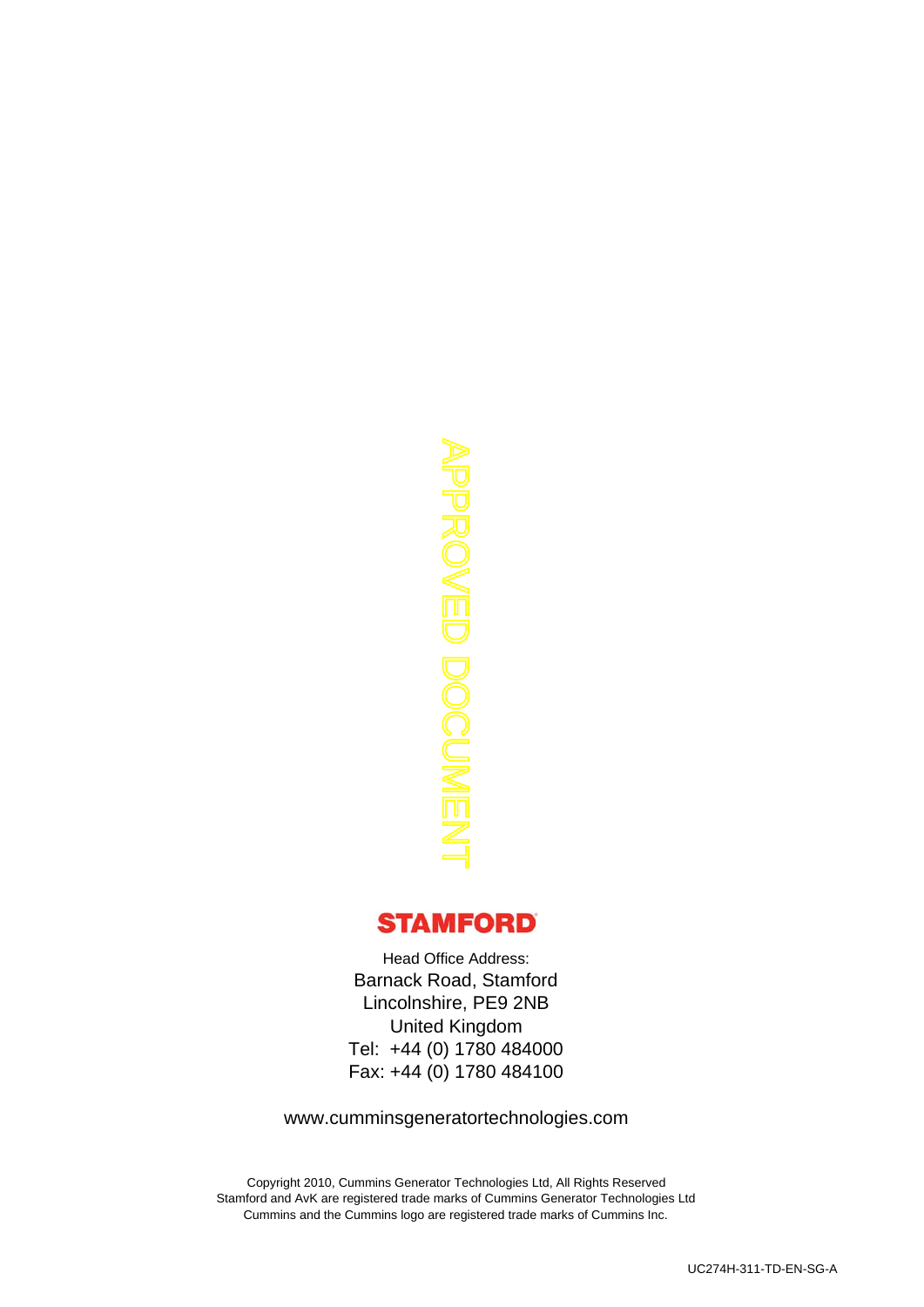APPROVED DOCUMENT

**STAMFORD**

Head Office Address:
Barnack Road, Stamford
Lincolnshire, PE9 2NB
United Kingdom
Tel: +44 (0) 1780 484000
Fax: +44 (0) 1780 484100

www.cumminsgeneratortechnologies.com

Copyright 2010, Cummins Generator Technologies Ltd, All Rights Reserved
Stamford and AvK are registered trade marks of Cummins Generator Technologies Ltd
Cummins and the Cummins logo are registered trade marks of Cummins Inc.

UC274H-311-TD-EN-SG-A